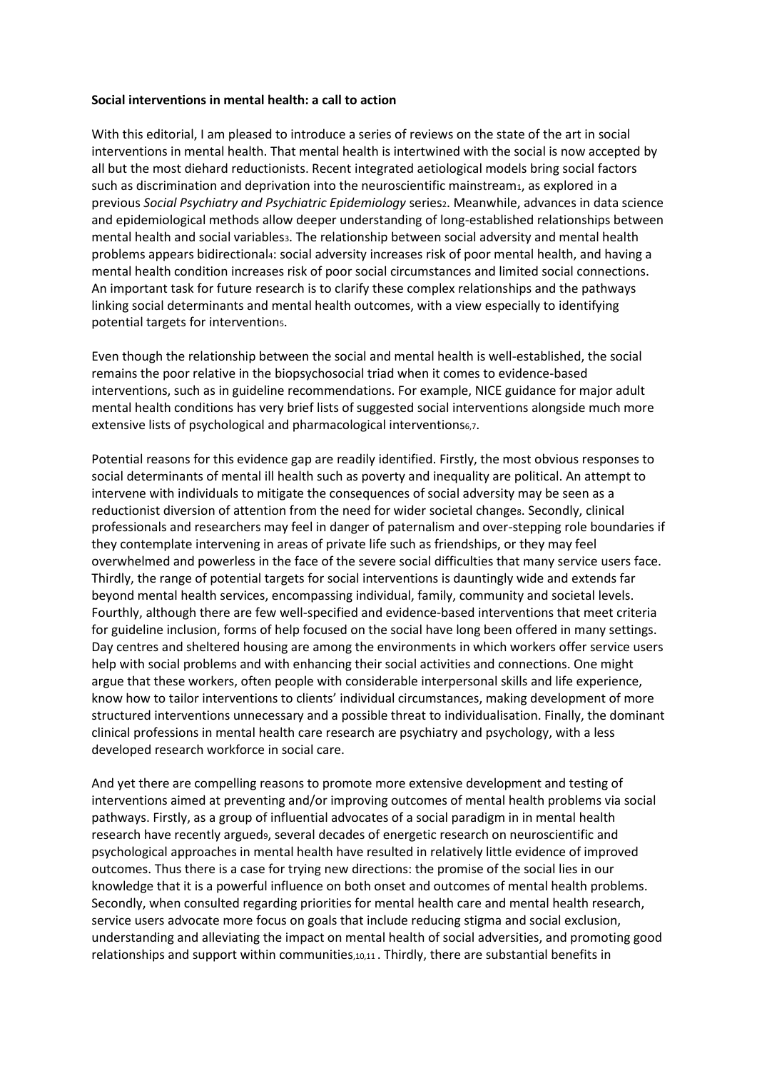**Social interventions in mental health: a call to action**

With this editorial, I am pleased to introduce a series of reviews on the state of the art in social interventions in mental health. That mental health is intertwined with the social is now accepted by all but the most diehard reductionists. Recent integrated aetiological models bring social factors such as discrimination and deprivation into the neuroscientific mainstream[1], as explored in a previous *Social Psychiatry and Psychiatric Epidemiology* series[2]. Meanwhile, advances in data science and epidemiological methods allow deeper understanding of long-established relationships between mental health and social variables[3]. The relationship between social adversity and mental health problems appears bidirectional[4]: social adversity increases risk of poor mental health, and having a mental health condition increases risk of poor social circumstances and limited social connections. An important task for future research is to clarify these complex relationships and the pathways linking social determinants and mental health outcomes, with a view especially to identifying potential targets for intervention[5].

Even though the relationship between the social and mental health is well-established, the social remains the poor relative in the biopsychosocial triad when it comes to evidence-based interventions, such as in guideline recommendations. For example, NICE guidance for major adult mental health conditions has very brief lists of suggested social interventions alongside much more extensive lists of psychological and pharmacological interventions[6,7].

Potential reasons for this evidence gap are readily identified. Firstly, the most obvious responses to social determinants of mental ill health such as poverty and inequality are political. An attempt to intervene with individuals to mitigate the consequences of social adversity may be seen as a reductionist diversion of attention from the need for wider societal change[8]. Secondly, clinical professionals and researchers may feel in danger of paternalism and over-stepping role boundaries if they contemplate intervening in areas of private life such as friendships, or they may feel overwhelmed and powerless in the face of the severe social difficulties that many service users face. Thirdly, the range of potential targets for social interventions is dauntingly wide and extends far beyond mental health services, encompassing individual, family, community and societal levels. Fourthly, although there are few well-specified and evidence-based interventions that meet criteria for guideline inclusion, forms of help focused on the social have long been offered in many settings. Day centres and sheltered housing are among the environments in which workers offer service users help with social problems and with enhancing their social activities and connections. One might argue that these workers, often people with considerable interpersonal skills and life experience, know how to tailor interventions to clients' individual circumstances, making development of more structured interventions unnecessary and a possible threat to individualisation. Finally, the dominant clinical professions in mental health care research are psychiatry and psychology, with a less developed research workforce in social care.

And yet there are compelling reasons to promote more extensive development and testing of interventions aimed at preventing and/or improving outcomes of mental health problems via social pathways. Firstly, as a group of influential advocates of a social paradigm in in mental health research have recently argued[9], several decades of energetic research on neuroscientific and psychological approaches in mental health have resulted in relatively little evidence of improved outcomes. Thus there is a case for trying new directions: the promise of the social lies in our knowledge that it is a powerful influence on both onset and outcomes of mental health problems. Secondly, when consulted regarding priorities for mental health care and mental health research, service users advocate more focus on goals that include reducing stigma and social exclusion, understanding and alleviating the impact on mental health of social adversities, and promoting good relationships and support within communities[10,11]. Thirdly, there are substantial benefits in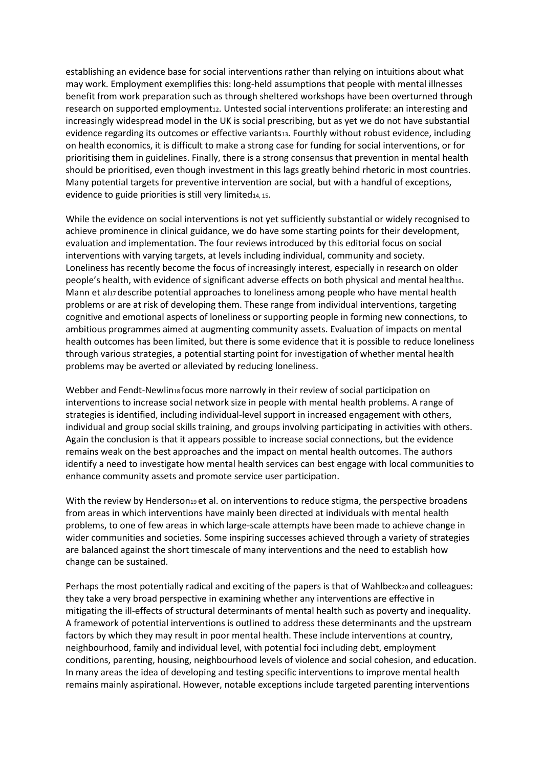establishing an evidence base for social interventions rather than relying on intuitions about what may work. Employment exemplifies this: long-held assumptions that people with mental illnesses benefit from work preparation such as through sheltered workshops have been overturned through research on supported employment[12]. Untested social interventions proliferate: an interesting and increasingly widespread model in the UK is social prescribing, but as yet we do not have substantial evidence regarding its outcomes or effective variants[13]. Fourthly without robust evidence, including on health economics, it is difficult to make a strong case for funding for social interventions, or for prioritising them in guidelines. Finally, there is a strong consensus that prevention in mental health should be prioritised, even though investment in this lags greatly behind rhetoric in most countries. Many potential targets for preventive intervention are social, but with a handful of exceptions, evidence to guide priorities is still very limited[14, 15].

While the evidence on social interventions is not yet sufficiently substantial or widely recognised to achieve prominence in clinical guidance, we do have some starting points for their development, evaluation and implementation. The four reviews introduced by this editorial focus on social interventions with varying targets, at levels including individual, community and society. Loneliness has recently become the focus of increasingly interest, especially in research on older people's health, with evidence of significant adverse effects on both physical and mental health[16]. Mann et al[17] describe potential approaches to loneliness among people who have mental health problems or are at risk of developing them. These range from individual interventions, targeting cognitive and emotional aspects of loneliness or supporting people in forming new connections, to ambitious programmes aimed at augmenting community assets. Evaluation of impacts on mental health outcomes has been limited, but there is some evidence that it is possible to reduce loneliness through various strategies, a potential starting point for investigation of whether mental health problems may be averted or alleviated by reducing loneliness.

Webber and Fendt-Newlin[18] focus more narrowly in their review of social participation on interventions to increase social network size in people with mental health problems. A range of strategies is identified, including individual-level support in increased engagement with others, individual and group social skills training, and groups involving participating in activities with others. Again the conclusion is that it appears possible to increase social connections, but the evidence remains weak on the best approaches and the impact on mental health outcomes. The authors identify a need to investigate how mental health services can best engage with local communities to enhance community assets and promote service user participation.

With the review by Henderson[19] et al. on interventions to reduce stigma, the perspective broadens from areas in which interventions have mainly been directed at individuals with mental health problems, to one of few areas in which large-scale attempts have been made to achieve change in wider communities and societies. Some inspiring successes achieved through a variety of strategies are balanced against the short timescale of many interventions and the need to establish how change can be sustained.

Perhaps the most potentially radical and exciting of the papers is that of Wahlbeck[20] and colleagues: they take a very broad perspective in examining whether any interventions are effective in mitigating the ill-effects of structural determinants of mental health such as poverty and inequality. A framework of potential interventions is outlined to address these determinants and the upstream factors by which they may result in poor mental health. These include interventions at country, neighbourhood, family and individual level, with potential foci including debt, employment conditions, parenting, housing, neighbourhood levels of violence and social cohesion, and education. In many areas the idea of developing and testing specific interventions to improve mental health remains mainly aspirational. However, notable exceptions include targeted parenting interventions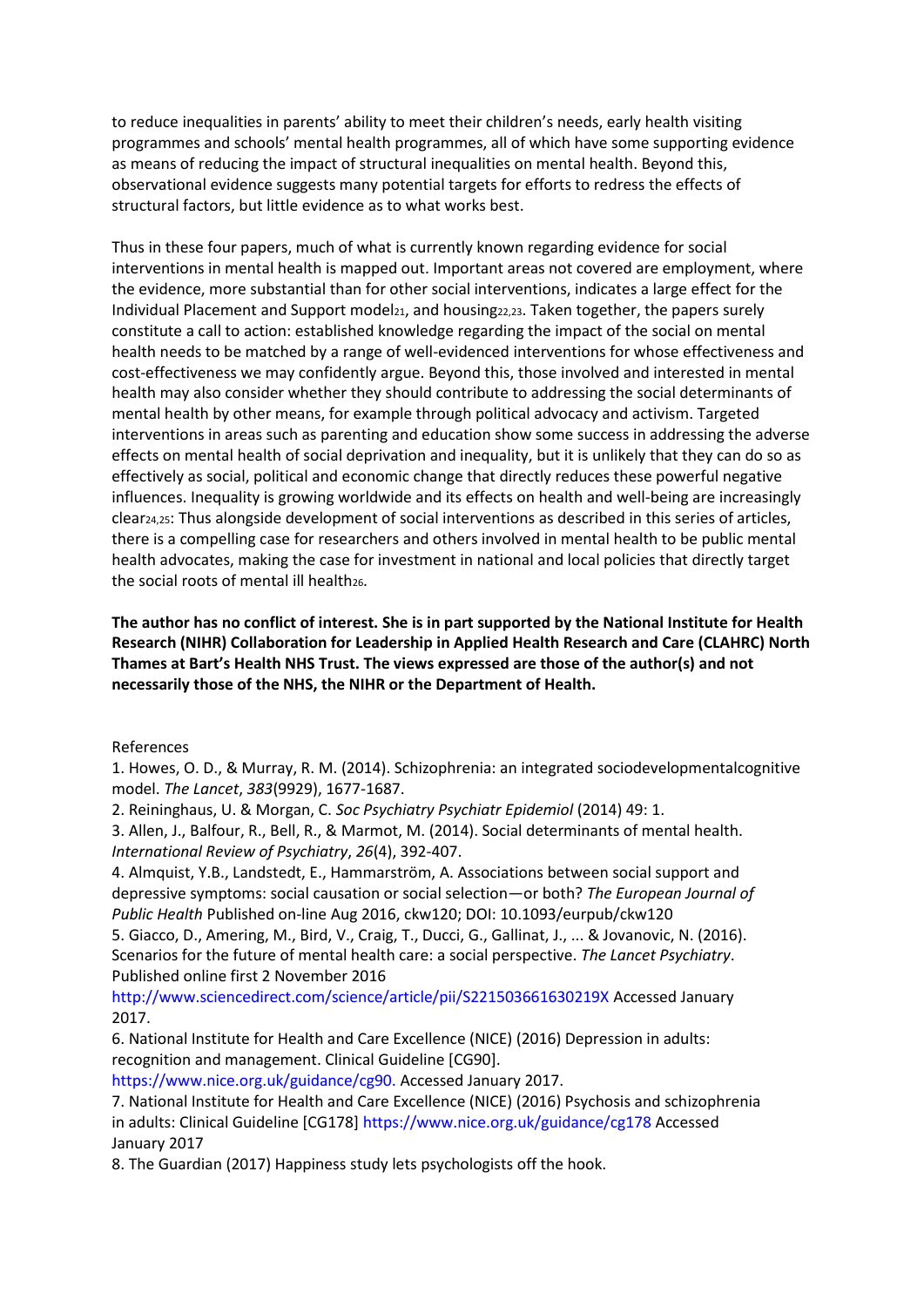to reduce inequalities in parents' ability to meet their children's needs, early health visiting programmes and schools' mental health programmes, all of which have some supporting evidence as means of reducing the impact of structural inequalities on mental health. Beyond this, observational evidence suggests many potential targets for efforts to redress the effects of structural factors, but little evidence as to what works best.

Thus in these four papers, much of what is currently known regarding evidence for social interventions in mental health is mapped out. Important areas not covered are employment, where the evidence, more substantial than for other social interventions, indicates a large effect for the Individual Placement and Support model[21], and housing[22,23]. Taken together, the papers surely constitute a call to action: established knowledge regarding the impact of the social on mental health needs to be matched by a range of well-evidenced interventions for whose effectiveness and cost-effectiveness we may confidently argue. Beyond this, those involved and interested in mental health may also consider whether they should contribute to addressing the social determinants of mental health by other means, for example through political advocacy and activism. Targeted interventions in areas such as parenting and education show some success in addressing the adverse effects on mental health of social deprivation and inequality, but it is unlikely that they can do so as effectively as social, political and economic change that directly reduces these powerful negative influences. Inequality is growing worldwide and its effects on health and well-being are increasingly clear[24,25]: Thus alongside development of social interventions as described in this series of articles, there is a compelling case for researchers and others involved in mental health to be public mental health advocates, making the case for investment in national and local policies that directly target the social roots of mental ill health[26].

**The author has no conflict of interest. She is in part supported by the National Institute for Health Research (NIHR) Collaboration for Leadership in Applied Health Research and Care (CLAHRC) North Thames at Bart's Health NHS Trust. The views expressed are those of the author(s) and not necessarily those of the NHS, the NIHR or the Department of Health.**

References

1. Howes, O. D., & Murray, R. M. (2014). Schizophrenia: an integrated sociodevelopmentalcognitive model. *The Lancet*, *383*(9929), 1677-1687.
2. Reininghaus, U. & Morgan, C. *Soc Psychiatry Psychiatr Epidemiol* (2014) 49: 1.
3. Allen, J., Balfour, R., Bell, R., & Marmot, M. (2014). Social determinants of mental health. *International Review of Psychiatry*, *26*(4), 392-407.
4. Almquist, Y.B., Landstedt, E., Hammarström, A. Associations between social support and depressive symptoms: social causation or social selection—or both? *The European Journal of Public Health* Published on-line Aug 2016, ckw120; DOI: 10.1093/eurpub/ckw120
5. Giacco, D., Amering, M., Bird, V., Craig, T., Ducci, G., Gallinat, J., ... & Jovanovic, N. (2016). Scenarios for the future of mental health care: a social perspective. *The Lancet Psychiatry*. Published online first 2 November 2016 http://www.sciencedirect.com/science/article/pii/S221503661630219X Accessed January 2017.
6. National Institute for Health and Care Excellence (NICE) (2016) Depression in adults: recognition and management. Clinical Guideline [CG90]. https://www.nice.org.uk/guidance/cg90. Accessed January 2017.
7. National Institute for Health and Care Excellence (NICE) (2016) Psychosis and schizophrenia in adults: Clinical Guideline [CG178] https://www.nice.org.uk/guidance/cg178 Accessed January 2017
8. The Guardian (2017) Happiness study lets psychologists off the hook.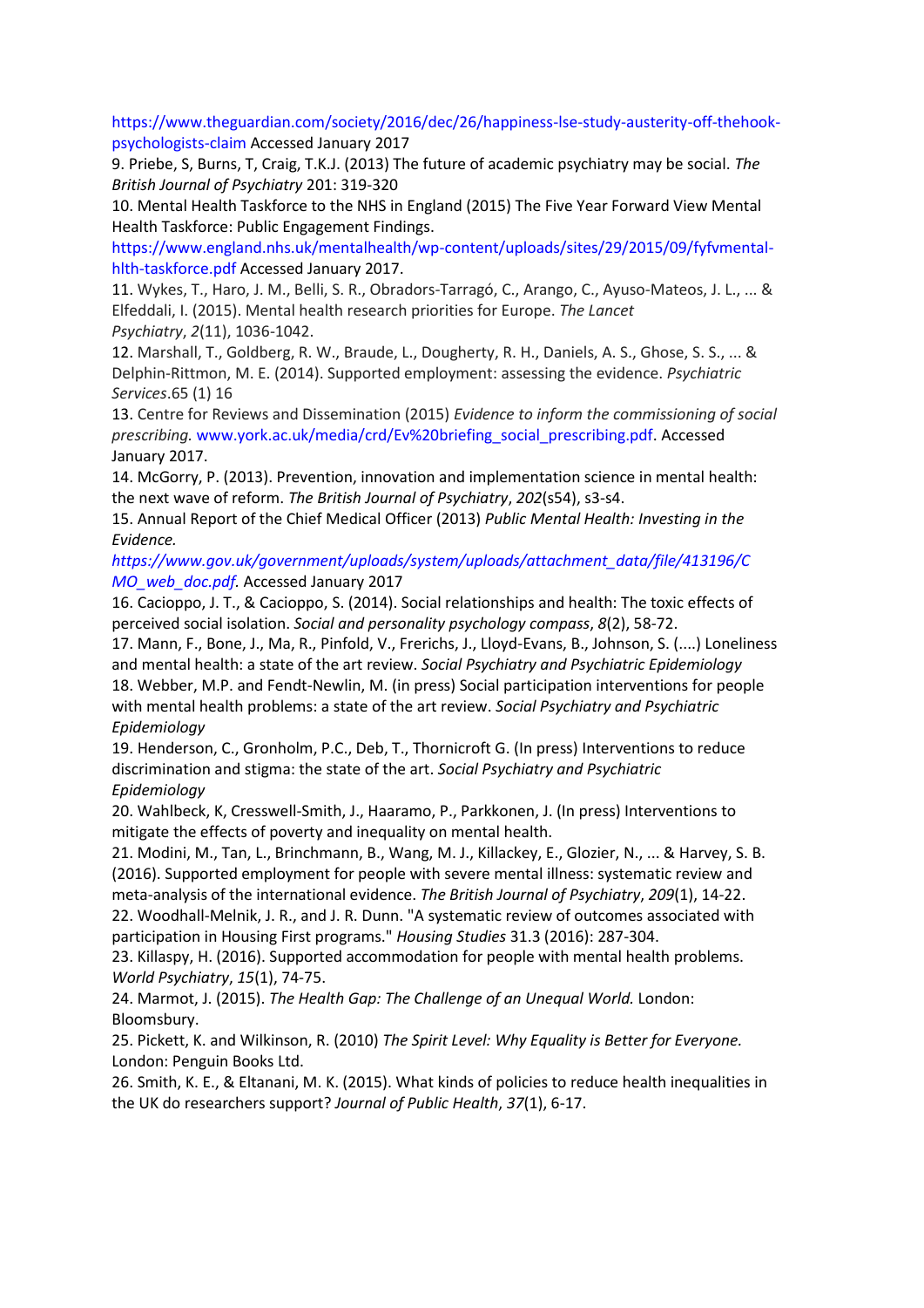https://www.theguardian.com/society/2016/dec/26/happiness-lse-study-austerity-off-thehook-psychologists-claim Accessed January 2017

9. Priebe, S, Burns, T, Craig, T.K.J. (2013) The future of academic psychiatry may be social. *The British Journal of Psychiatry* 201: 319-320

10. Mental Health Taskforce to the NHS in England (2015) The Five Year Forward View Mental Health Taskforce: Public Engagement Findings. https://www.england.nhs.uk/mentalhealth/wp-content/uploads/sites/29/2015/09/fyfvmental-hlth-taskforce.pdf Accessed January 2017.

11. Wykes, T., Haro, J. M., Belli, S. R., Obradors-Tarragó, C., Arango, C., Ayuso-Mateos, J. L., ... & Elfeddali, I. (2015). Mental health research priorities for Europe. *The Lancet Psychiatry*, *2*(11), 1036-1042.

12. Marshall, T., Goldberg, R. W., Braude, L., Dougherty, R. H., Daniels, A. S., Ghose, S. S., ... & Delphin-Rittmon, M. E. (2014). Supported employment: assessing the evidence. *Psychiatric Services*.65 (1) 16

13. Centre for Reviews and Dissemination (2015) *Evidence to inform the commissioning of social prescribing.* www.york.ac.uk/media/crd/Ev%20briefing_social_prescribing.pdf. Accessed January 2017.

14. McGorry, P. (2013). Prevention, innovation and implementation science in mental health: the next wave of reform. *The British Journal of Psychiatry*, *202*(s54), s3-s4.

15. Annual Report of the Chief Medical Officer (2013) *Public Mental Health: Investing in the Evidence.* *https://www.gov.uk/government/uploads/system/uploads/attachment_data/file/413196/CMO_web_doc.pdf.* Accessed January 2017

16. Cacioppo, J. T., & Cacioppo, S. (2014). Social relationships and health: The toxic effects of perceived social isolation. *Social and personality psychology compass*, *8*(2), 58-72.

17. Mann, F., Bone, J., Ma, R., Pinfold, V., Frerichs, J., Lloyd-Evans, B., Johnson, S. (....) Loneliness and mental health: a state of the art review. *Social Psychiatry and Psychiatric Epidemiology*

18. Webber, M.P. and Fendt-Newlin, M. (in press) Social participation interventions for people with mental health problems: a state of the art review. *Social Psychiatry and Psychiatric Epidemiology*

19. Henderson, C., Gronholm, P.C., Deb, T., Thornicroft G. (In press) Interventions to reduce discrimination and stigma: the state of the art. *Social Psychiatry and Psychiatric Epidemiology*

20. Wahlbeck, K, Cresswell-Smith, J., Haaramo, P., Parkkonen, J. (In press) Interventions to mitigate the effects of poverty and inequality on mental health.

21. Modini, M., Tan, L., Brinchmann, B., Wang, M. J., Killackey, E., Glozier, N., ... & Harvey, S. B. (2016). Supported employment for people with severe mental illness: systematic review and meta-analysis of the international evidence. *The British Journal of Psychiatry*, *209*(1), 14-22.

22. Woodhall-Melnik, J. R., and J. R. Dunn. "A systematic review of outcomes associated with participation in Housing First programs." *Housing Studies* 31.3 (2016): 287-304.

23. Killaspy, H. (2016). Supported accommodation for people with mental health problems. *World Psychiatry*, *15*(1), 74-75.

24. Marmot, J. (2015). *The Health Gap: The Challenge of an Unequal World.* London: Bloomsbury.

25. Pickett, K. and Wilkinson, R. (2010) *The Spirit Level: Why Equality is Better for Everyone.* London: Penguin Books Ltd.

26. Smith, K. E., & Eltanani, M. K. (2015). What kinds of policies to reduce health inequalities in the UK do researchers support? *Journal of Public Health*, *37*(1), 6-17.